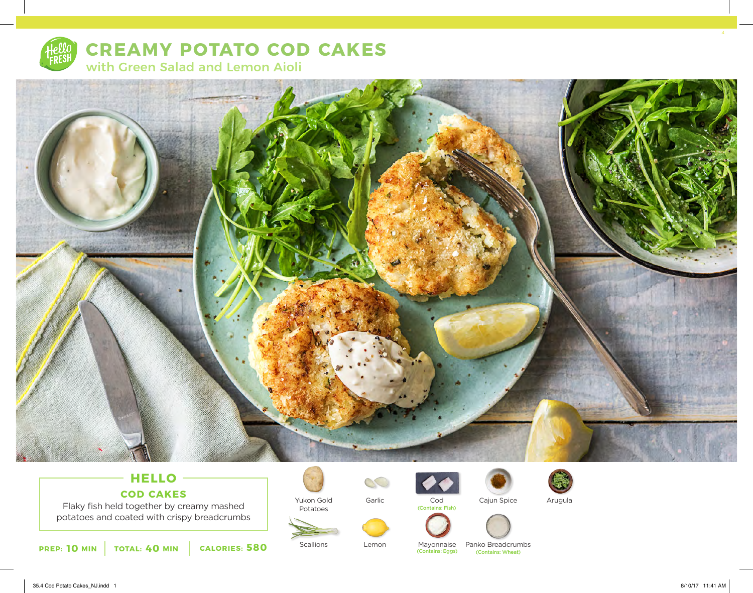# CREAMY POTATO COD CAKES

## with Green Salad and Lemon Aioli

## HELLO

### COD CAKES

Flaky fish held together by creamy mashed potatoes and coated with crispy breadcrumbs

**PREP: 10 MIN** | **TOTAL: 40 MIN** | **CALORIES: 580**

- Yukon Gold Potatoes
- Garlic
- Cod (Contains: Fish)
- Cajun Spice
- Arugula
- Scallions
- Lemon
- Mayonnaise (Contains: Eggs)
- Panko Breadcrumbs (Contains: Wheat)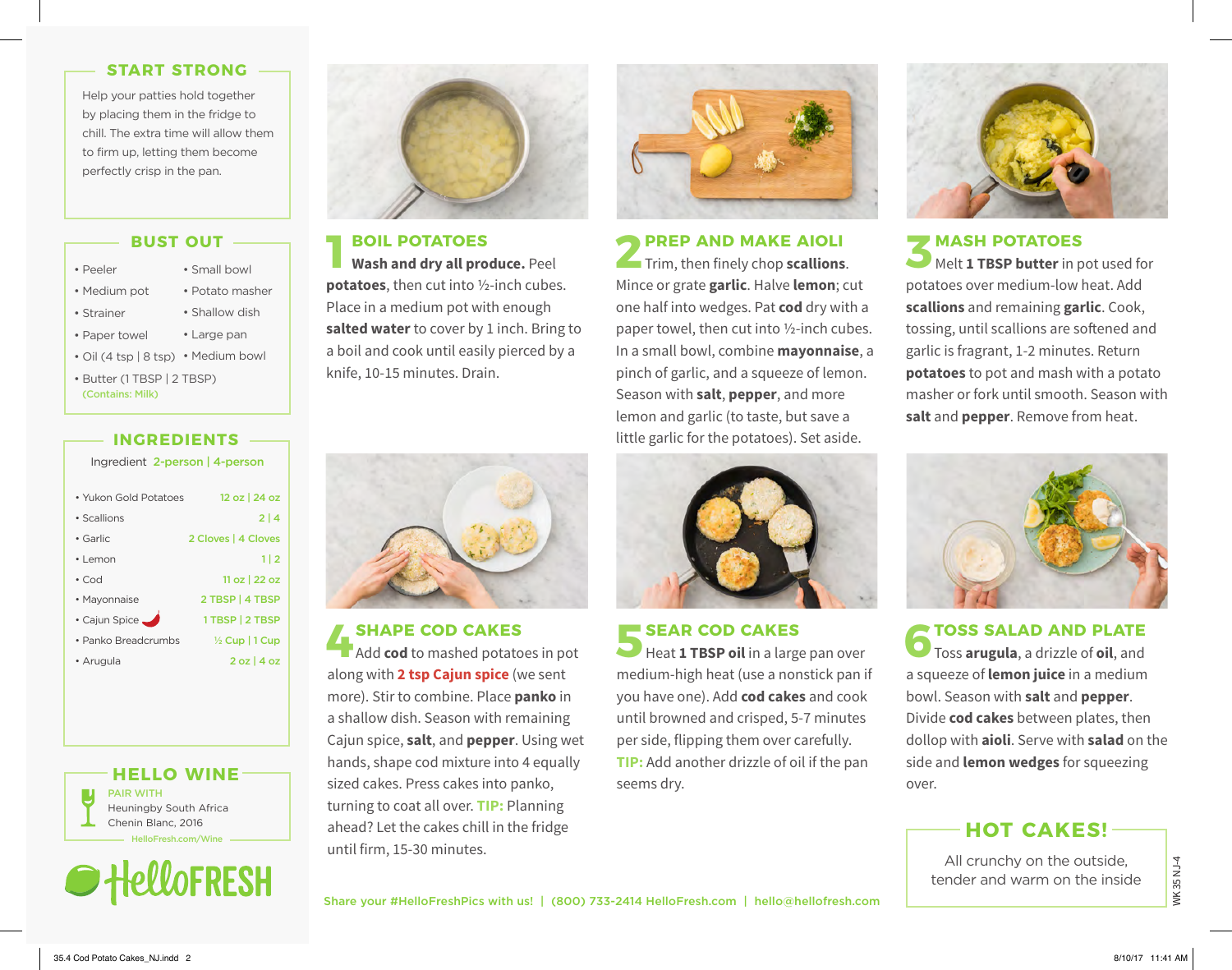## START STRONG

Help your patties hold together by placing them in the fridge to chill. The extra time will allow them to firm up, letting them become perfectly crisp in the pan.

## BUST OUT

- Peeler
- Medium pot
- Strainer
- Paper towel
- Oil (4 tsp | 8 tsp)
- Butter (1 TBSP | 2 TBSP) (Contains: Milk)
- Small bowl
- Potato masher
- Shallow dish
- Large pan
- Medium bowl

## INGREDIENTS

| Ingredient | 2-person \| 4-person |
|---|---|
| Yukon Gold Potatoes | 12 oz \| 24 oz |
| Scallions | 2 \| 4 |
| Garlic | 2 Cloves \| 4 Cloves |
| Lemon | 1 \| 2 |
| Cod | 11 oz \| 22 oz |
| Mayonnaise | 2 TBSP \| 4 TBSP |
| Cajun Spice | 1 TBSP \| 2 TBSP |
| Panko Breadcrumbs | ½ Cup \| 1 Cup |
| Arugula | 2 oz \| 4 oz |

## HELLO WINE

PAIR WITH
Heuningby South Africa Chenin Blanc, 2016
HelloFresh.com/Wine

HelloFRESH

### 1 BOIL POTATOES

**Wash and dry all produce.** Peel **potatoes**, then cut into ½-inch cubes. Place in a medium pot with enough **salted water** to cover by 1 inch. Bring to a boil and cook until easily pierced by a knife, 10-15 minutes. Drain.

### 2 PREP AND MAKE AIOLI

Trim, then finely chop **scallions**. Mince or grate **garlic**. Halve **lemon**; cut one half into wedges. Pat **cod** dry with a paper towel, then cut into ½-inch cubes. In a small bowl, combine **mayonnaise**, a pinch of garlic, and a squeeze of lemon. Season with **salt**, **pepper**, and more lemon and garlic (to taste, but save a little garlic for the potatoes). Set aside.

### 3 MASH POTATOES

Melt **1 TBSP butter** in pot used for potatoes over medium-low heat. Add **scallions** and remaining **garlic**. Cook, tossing, until scallions are softened and garlic is fragrant, 1-2 minutes. Return **potatoes** to pot and mash with a potato masher or fork until smooth. Season with **salt** and **pepper**. Remove from heat.

### 4 SHAPE COD CAKES

Add **cod** to mashed potatoes in pot along with **2 tsp Cajun spice** (we sent more). Stir to combine. Place **panko** in a shallow dish. Season with remaining Cajun spice, **salt**, and **pepper**. Using wet hands, shape cod mixture into 4 equally sized cakes. Press cakes into panko, turning to coat all over. **TIP:** Planning ahead? Let the cakes chill in the fridge until firm, 15-30 minutes.

### 5 SEAR COD CAKES

Heat **1 TBSP oil** in a large pan over medium-high heat (use a nonstick pan if you have one). Add **cod cakes** and cook until browned and crisped, 5-7 minutes per side, flipping them over carefully. **TIP:** Add another drizzle of oil if the pan seems dry.

### 6 TOSS SALAD AND PLATE

Toss **arugula**, a drizzle of **oil**, and a squeeze of **lemon juice** in a medium bowl. Season with **salt** and **pepper**. Divide **cod cakes** between plates, then dollop with **aioli**. Serve with **salad** on the side and **lemon wedges** for squeezing over.

## HOT CAKES!

All crunchy on the outside, tender and warm on the inside

WK 35 NJ-4

Share your #HelloFreshPics with us! | (800) 733-2414 HelloFresh.com | hello@hellofresh.com